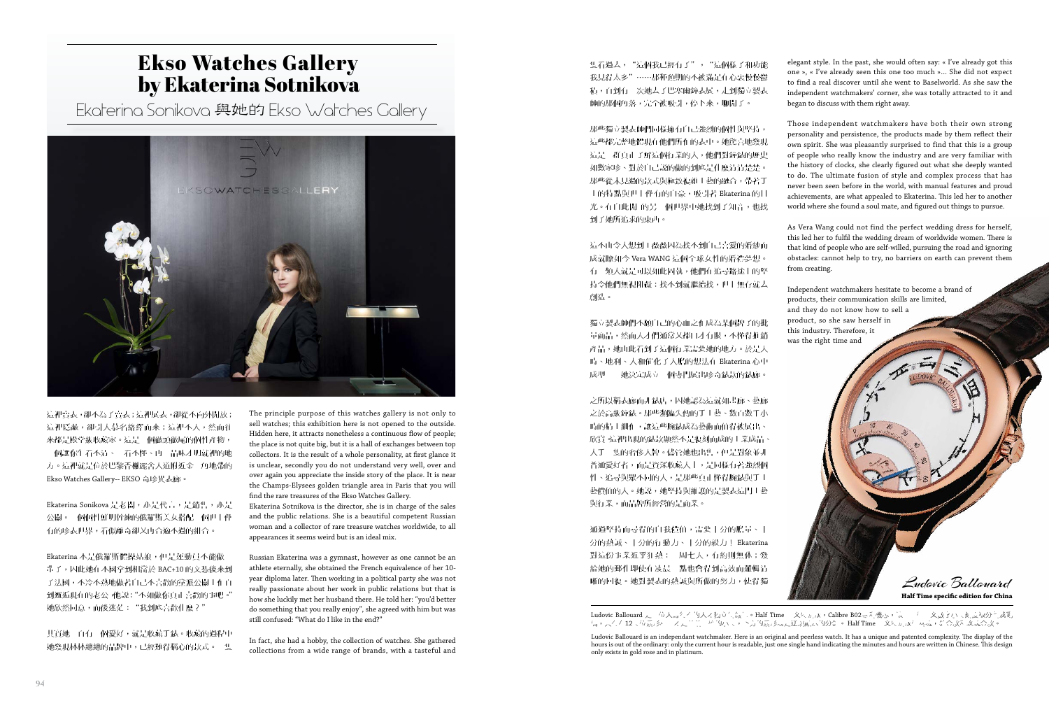# Ekso Watches Gallery by Ekaterina Sotnikova

## Ekaterina Sonikova 與她的 Ekso Watches Gallery

這裡賣表，卻不為了賣表；這裡展表，卻從不向外開放；這裡隱蔽，卻引人慕名絡繹而來；這裡不大，然而往來都是殿堂級收藏家。這是一個徹頭徹尾的個性產物，一個讓你有不清、看不懂、再一品味才明瞭箇中的地方。這裡就是位於巴黎香榭麗舍大道附近金三角地帶的 Ekso Watches Gallery-- EKSO 奇珍異表廊。

Ekaterina Sonikova 是老闆，亦是代言，是銷售，亦是公關。一個個性鮮明幹練的俄羅斯美女搭配一個世上稀有的珍表世界，看似離奇卻又內含獨不協的組合。

Ekaterina 本是俄羅斯體操好手，但是運動員不能做一輩子，因此她在本國拿到相當於 BAC+10 的文憑後來到了法國，不冷不熱地做着自己不喜歡的政黨公關工作直到遇到現在的老公。他說："不如做你真正喜歡的事吧。"她欣然同意，而後迷茫："我到底喜歡什麼？"

其實她一直有一個愛好，就是收藏手錶。收藏的過程中她發現林林總總的品牌中，已經難有精心的款式。一隻

The principle purpose of this watches gallery is not only to sell watches; this exhibition here is not opened to the outside. Hidden here, it attracts nonetheless a continuous flow of people; the place is not quite big, but it is a hall of exchanges between top collectors. It is the result of a whole personality, at first glance it is unclear, secondly you do not understand very well, over and over again you appreciate the inside story of the place. It is near the Champs-Elysees golden triangle area in Paris that you will find the rare treasures of the Ekso Watches Gallery.

Ekaterina Sotnikova is the director, she is in charge of the sales and the public relations. She is a beautiful competent Russian woman and a collector of rare treasure watches worldwide, to all appearances it seems weird but is an ideal mix.

Russian Ekaterina was a gymnast, however as one cannot be an athlete eternally, she obtained the French equivalence of her 10-year diploma later. Then working in a political party she was not really passionate about her work in public relations but that is how she luckily met her husband there. He told her: "you'd better do something that you really enjoy", she agreed with him but was still confused: "What do I like in the end?"

In fact, she had a hobby, the collection of watches. She gathered collections from a wide range of brands, with a tasteful and

隻看過去，"這個我已經有了"，"這個樣子和功能我見得太多"……那種狸期的不滿足在心裡慢慢擴散，直到一次她去了巴塞爾鐘表展，走到獨立製表師的那個角落，完全被吸引，停下來，聊開了。

那些獨立製表師們同樣擁有自己強烈的個性與堅持，這些都完整地體現在他們所有的表中。她驚喜地發現這是一群真正了解這個行業的人，他們對鐘錶的歷史如數家珍，對於自己該做的到底是什麼清清楚楚。那些從未見過的款式與極致複雜工藝的融合，帶着手工的特點與世上僅有的自豪，吸引着 Ekaterina 的目光。在自此間的另一個世界中她找到了知音，也找到了她所追求的東西。

這不由令人想到王薇薇因為找不到自己喜愛的婚紗而成就條如今 Vera Wang 這個全球女性的婚禮夢想。有一類人就是可以如此固執，他們在追尋路途上的堅持令他們無視阻礙：找不到就嘗試找，世上無存就去創造。

獨立製表師們不願自己的心血之作成為某個牌子的批量商品，然而人才們通常又溝口才有限，不懂得推銷產品，她由此看到了這個行業需要她的地方。於是天時、地利、人和催化了大膽的想法在 Ekaterina 心中成型——她決定成立一個專門展出珍奇鐘錶的錶廊。

之所以稱表廊而非錶店，因她認為這就如畫廊、藝廊之於高級鐘錶。那些獨臨久傳的手工藝、數百數千小時的精工細作，讓這些腕錶成為藝術而值得被展出、欣賞。這裡出售的錶款雖然不是限制而成的工業成品、人手一隻的奢侈大牌。儘管她也出售，但是對象並非普通愛好者，而是資深收藏人士，是同樣有着強烈個性、追尋與眾不同的人，是那些真正懂得腕錶與手工藝價值的人。她說，她堅持與推廣的是製表這門工藝與行業，而品牌所經營的是商業。

通過堅持而尋得的自我價值，需要十分的膽量、十分的熱誠、十分的行動力、十分的毅力！Ekaterina 對這份事業近乎狂熱：一周七天，有時周無休；發給她的郵件即使在凌晨一點也會得到高效而邏輯清晰的回復。她對製表的熱誠與所做的努力，使得獨

elegant style. In the past, she would often say: « I've already got this one », « I've already seen this one too much »... She did not expect to find a real discover until she went to Baselworld. As she saw the independent watchmakers' corner, she was totally attracted to it and began to discuss with them right away.

Those independent watchmakers have both their own strong personality and persistence, the products made by them reflect their own spirit. She was pleasantly surprised to find that this is a group of people who really know the industry and are very familiar with the history of clocks, she clearly figured out what she deeply wanted to do. The ultimate fusion of style and complex process that has never been seen before in the world, with manual features and proud achievements, are what appealed to Ekaterina. This led her to another world where she found a soul mate, and figured out things to pursue.

As Vera Wang could not find the perfect wedding dress for herself, this led her to fulfil the wedding dream of worldwide women. There is that kind of people who are self-willed, pursuing the road and ignoring obstacles: cannot help to try, no barriers on earth can prevent them from creating.

Independent watchmakers hesitate to become a brand of products, their communication skills are limited, and they do not know how to sell a product, so she saw herself in this industry. Therefore, it was the right time and

*Ludovic Ballouard*

**Half Time specific edition for China**

Ludovic Ballouard 是一位獨立製表師。Half Time 腕錶搭載 Calibre B02 自製機芯。此款腕錶僅顯示當前小時，以 12 小時刻度一個指針指示分鐘，小時與分鐘均以中文書寫。Half Time 腕錶僅有玫瑰金與鉑金款式。

Ludovic Ballouard is an independant watchmaker. Here is an original and peerless watch. It has a unique and patented complexity. The display of the hours is out of the ordinary: only the current hour is readable, just one single hand indicating the minutes and hours are written in Chinese. This design only exists in gold rose and in platinum.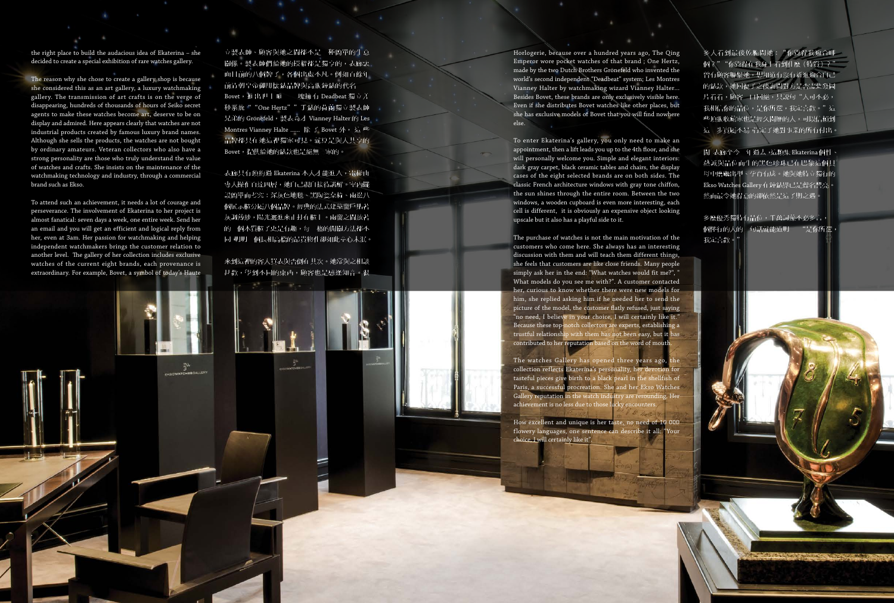the right place to build the audacious idea of Ekaterina – she decided to create a special exhibition of rare watches gallery.

The reason why she chose to create a gallery shop is because she considered this as an art gallery, a luxury watchmaking gallery. The transmission of art crafts is on the verge of disappearing, hundreds of thousands of hours of Seiko secret agents to make these watches become art, deserve to be on display and admired. Here appears clearly that watches are not industrial products created by famous luxury brand names. Although she sells the products, the watches are not bought by ordinary amateurs. Veteran collectors who also have a strong personality are those who truly understand the value of watches and crafts. She insists on the maintenance of the watchmaking technology and industry, through a commercial brand such as Ekso.

To attend such an achievement, it needs a lot of courage and perseverance. The involvement of Ekaterina to her project is almost fanatical: seven days a week, one entire week. Send her an email and you will get an efficient and logical reply from her, even at 3am. Her passion for watchmaking and helping independent watchmakers brings the customer relation to another level. The gallery of her collection includes exclusive watches of the current eight brands, each provenance is extraordinary. For example, Bovet, a symbol of today's Haute

立製表師、顧客與她之間都不是一種簡單的生意關係。製表師們給她的授權都是獨家的，表廊裏面目前的八個牌子，各個出處不凡。例如百餘年前清朝宮帝御用懷錶品牌與高級腕錶的代名 Bovet，推出世上第二塊擁有 Deadbeat 獨立秒系統"One Hertz"了錶的荷蘭獨立製表師兄弟 Gronefeld，製表奇才 Vianney Halter 的 Les Montres Vianney Halte ...... 除了 Bovet 外，這些品牌都只有她這裡獨家可見。就算是與人共享的 Bovet，提供給她的錶款也是絕無二家的。

表廊只有預約過 Ekaterina 本人才能進入，電梯由專人接往直達四層，她自己親自接待訪客。室內擺設簡單而考究：深灰色地毯、黑陶瓷桌椅、兩邊八個展示櫃分陳八個品牌。經典的法式建築窗戶垂著灰調薄紗，陽光灑進來正好有韻味。兩窗之間放著的一個木質櫃子更是有趣，每一格的開關方法都不同，想明一個長相高檔的昂貴物件卻如此充滿童心小趣。

來到這裡的客人買表與否倒在其次。她常與之相談甚歡，學到不同的東西，顧客也是感逢知音。很

Horlogerie, because over a hundred years ago, The Qing Emperor wore pocket watches of that brand ; One Hertz, made by the two Dutch Brothers Gronefeld who invented the world's second independent "Deadbeat" system; Les Montres Vianney Halter by watchmaking wizard Vianney Halter... Besides Bovet, these brands are only exclusively visible here. Even if she distributes Bovet watches like other places, but she has exclusive models of Bovet that you will find nowhere else.

To enter Ekaterina's gallery, you only need to make an appointment, then a lift leads you up to the 4th floor, and she will personally welcome you. Simple and elegant interiors: dark gray carpet, black ceramic tables and chairs, the display cases of the eight selected brands are on both sides. The classic French architecture windows with gray tone chiffon, the sun shines through the entire room. Between the two windows, a wooden cupboard is even more interesting, each cell is different, it is obviously an expensive object looking upscale but it also has a playful side to it.

The purchase of watches is not the main motivation of the customers who come here. She always has an interesting discussion with them and will teach them different things, she feels that customers are like close friends. Many people simply ask her in the end: "What watches would fit me?", "What models do you see me with?". A customer contacted her, curious to know whether there were new models for him, she replied asking him if he needed her to send the picture of the model, the customer flatly refused, just saying "no need, I believe in your choice, I will certainly like it." Because these top-notch collectors are experts, establishing a trustful relationship with them has not been easy, but it has contributed to her reputation based on the word of mouth.

The watches Gallery has opened three years ago, the collection reflects Ekaterina's personality, her devotion for tasteful pieces give birth to a black pearl in the shellfish of Paris, a successful procreation. She and her Ekso Watches Gallery reputation in the watch industry are resounding. Her achievement is no less due to those lucky encounters.

How excellent and unique is her taste, no need of 10 000 flowery languages, one sentence can describe it all: "Your choice, I will certainly like it".

多人看到最後依賴地問她："有沒有我適合的？""你覺得在我身上看到什麼（特質）？"曾有顧客聯繫她，想知道有沒有新進適合自己的錶款，她回覆了之後就問要不要給客附上照片看看，顧客一口回絕，只說到"不用不必，我相信你的品位，是你所選，我定喜歡。"這些頂級收藏家也是閱人閱錶的人，可以信任到這一步實屬不易，奠定了她對事業的所有付出。

開表廊至今三年過去，這顆集 Ekaterina 個性、熱誠與品位而生的黑色珍珠已在巴黎這個貝母中滋潤出型，孕育有成。她與她的獨立製表的 Ekso Watches Gallery 在錶界已是聲名鵲起。然而最令她得意的卻依然是這些幸運的相遇之選。

多麼優秀獨特的品位，千萬詞藻不必多言，一個懂得的人的一句話就能道明——"是你所選，我定喜歡。"